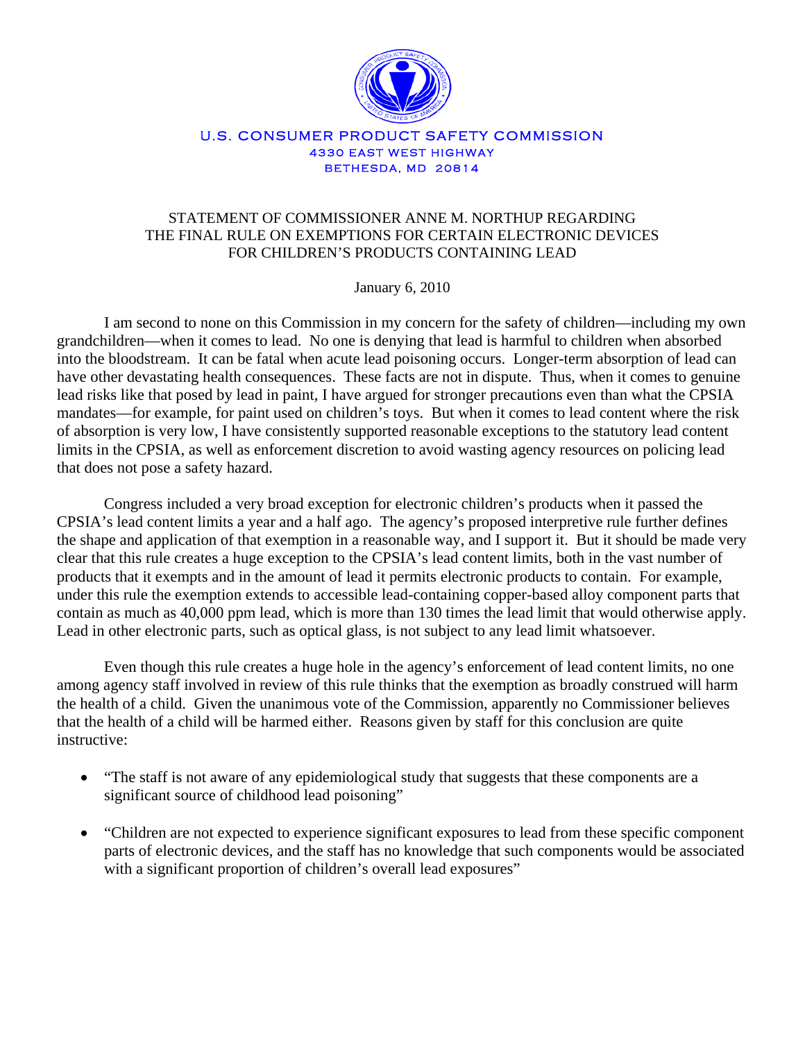U.S. CONSUMER PRODUCT SAFETY COMMISSION
4330 EAST WEST HIGHWAY
BETHESDA, MD 20814

# STATEMENT OF COMMISSIONER ANNE M. NORTHUP REGARDING THE FINAL RULE ON EXEMPTIONS FOR CERTAIN ELECTRONIC DEVICES FOR CHILDREN'S PRODUCTS CONTAINING LEAD

January 6, 2010

I am second to none on this Commission in my concern for the safety of children—including my own grandchildren—when it comes to lead. No one is denying that lead is harmful to children when absorbed into the bloodstream. It can be fatal when acute lead poisoning occurs. Longer-term absorption of lead can have other devastating health consequences. These facts are not in dispute. Thus, when it comes to genuine lead risks like that posed by lead in paint, I have argued for stronger precautions even than what the CPSIA mandates—for example, for paint used on children's toys. But when it comes to lead content where the risk of absorption is very low, I have consistently supported reasonable exceptions to the statutory lead content limits in the CPSIA, as well as enforcement discretion to avoid wasting agency resources on policing lead that does not pose a safety hazard.

Congress included a very broad exception for electronic children's products when it passed the CPSIA's lead content limits a year and a half ago. The agency's proposed interpretive rule further defines the shape and application of that exemption in a reasonable way, and I support it. But it should be made very clear that this rule creates a huge exception to the CPSIA's lead content limits, both in the vast number of products that it exempts and in the amount of lead it permits electronic products to contain. For example, under this rule the exemption extends to accessible lead-containing copper-based alloy component parts that contain as much as 40,000 ppm lead, which is more than 130 times the lead limit that would otherwise apply. Lead in other electronic parts, such as optical glass, is not subject to any lead limit whatsoever.

Even though this rule creates a huge hole in the agency's enforcement of lead content limits, no one among agency staff involved in review of this rule thinks that the exemption as broadly construed will harm the health of a child. Given the unanimous vote of the Commission, apparently no Commissioner believes that the health of a child will be harmed either. Reasons given by staff for this conclusion are quite instructive:

- "The staff is not aware of any epidemiological study that suggests that these components are a significant source of childhood lead poisoning"
- "Children are not expected to experience significant exposures to lead from these specific component parts of electronic devices, and the staff has no knowledge that such components would be associated with a significant proportion of children's overall lead exposures"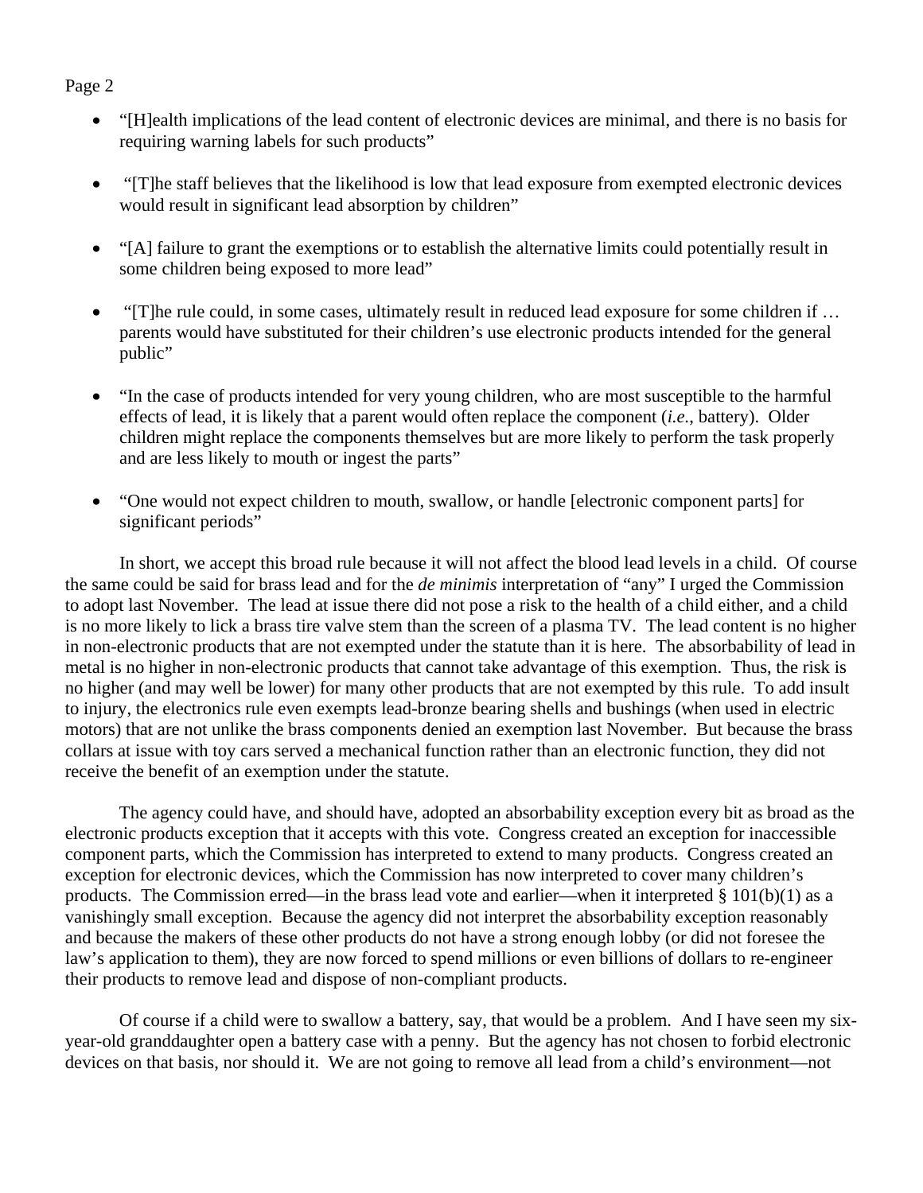- "[H]ealth implications of the lead content of electronic devices are minimal, and there is no basis for requiring warning labels for such products"

- "[T]he staff believes that the likelihood is low that lead exposure from exempted electronic devices would result in significant lead absorption by children"

- "[A] failure to grant the exemptions or to establish the alternative limits could potentially result in some children being exposed to more lead"

- "[T]he rule could, in some cases, ultimately result in reduced lead exposure for some children if … parents would have substituted for their children's use electronic products intended for the general public"

- "In the case of products intended for very young children, who are most susceptible to the harmful effects of lead, it is likely that a parent would often replace the component (*i.e.*, battery). Older children might replace the components themselves but are more likely to perform the task properly and are less likely to mouth or ingest the parts"

- "One would not expect children to mouth, swallow, or handle [electronic component parts] for significant periods"

In short, we accept this broad rule because it will not affect the blood lead levels in a child. Of course the same could be said for brass lead and for the *de minimis* interpretation of "any" I urged the Commission to adopt last November. The lead at issue there did not pose a risk to the health of a child either, and a child is no more likely to lick a brass tire valve stem than the screen of a plasma TV. The lead content is no higher in non-electronic products that are not exempted under the statute than it is here. The absorbability of lead in metal is no higher in non-electronic products that cannot take advantage of this exemption. Thus, the risk is no higher (and may well be lower) for many other products that are not exempted by this rule. To add insult to injury, the electronics rule even exempts lead-bronze bearing shells and bushings (when used in electric motors) that are not unlike the brass components denied an exemption last November. But because the brass collars at issue with toy cars served a mechanical function rather than an electronic function, they did not receive the benefit of an exemption under the statute.

The agency could have, and should have, adopted an absorbability exception every bit as broad as the electronic products exception that it accepts with this vote. Congress created an exception for inaccessible component parts, which the Commission has interpreted to extend to many products. Congress created an exception for electronic devices, which the Commission has now interpreted to cover many children's products. The Commission erred—in the brass lead vote and earlier—when it interpreted § 101(b)(1) as a vanishingly small exception. Because the agency did not interpret the absorbability exception reasonably and because the makers of these other products do not have a strong enough lobby (or did not foresee the law's application to them), they are now forced to spend millions or even billions of dollars to re-engineer their products to remove lead and dispose of non-compliant products.

Of course if a child were to swallow a battery, say, that would be a problem. And I have seen my six-year-old granddaughter open a battery case with a penny. But the agency has not chosen to forbid electronic devices on that basis, nor should it. We are not going to remove all lead from a child's environment—not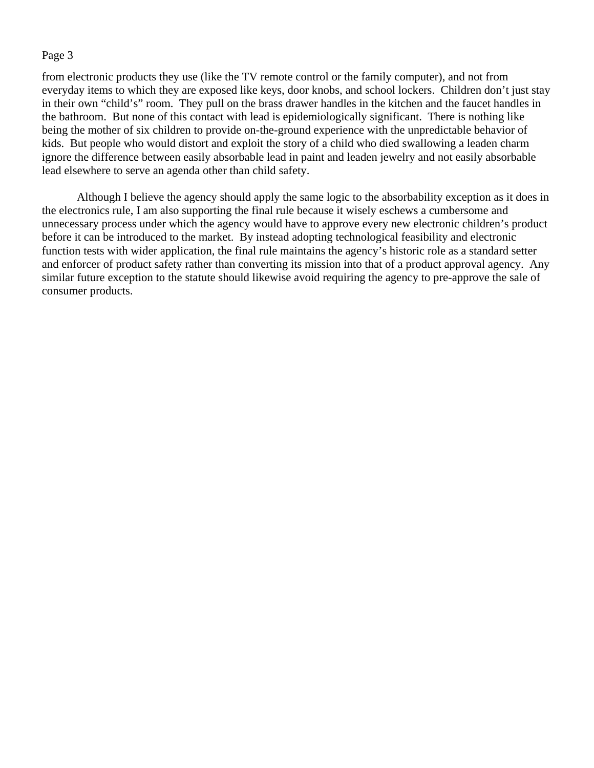from electronic products they use (like the TV remote control or the family computer), and not from everyday items to which they are exposed like keys, door knobs, and school lockers. Children don't just stay in their own "child's" room. They pull on the brass drawer handles in the kitchen and the faucet handles in the bathroom. But none of this contact with lead is epidemiologically significant. There is nothing like being the mother of six children to provide on-the-ground experience with the unpredictable behavior of kids. But people who would distort and exploit the story of a child who died swallowing a leaden charm ignore the difference between easily absorbable lead in paint and leaden jewelry and not easily absorbable lead elsewhere to serve an agenda other than child safety.

Although I believe the agency should apply the same logic to the absorbability exception as it does in the electronics rule, I am also supporting the final rule because it wisely eschews a cumbersome and unnecessary process under which the agency would have to approve every new electronic children's product before it can be introduced to the market. By instead adopting technological feasibility and electronic function tests with wider application, the final rule maintains the agency's historic role as a standard setter and enforcer of product safety rather than converting its mission into that of a product approval agency. Any similar future exception to the statute should likewise avoid requiring the agency to pre-approve the sale of consumer products.